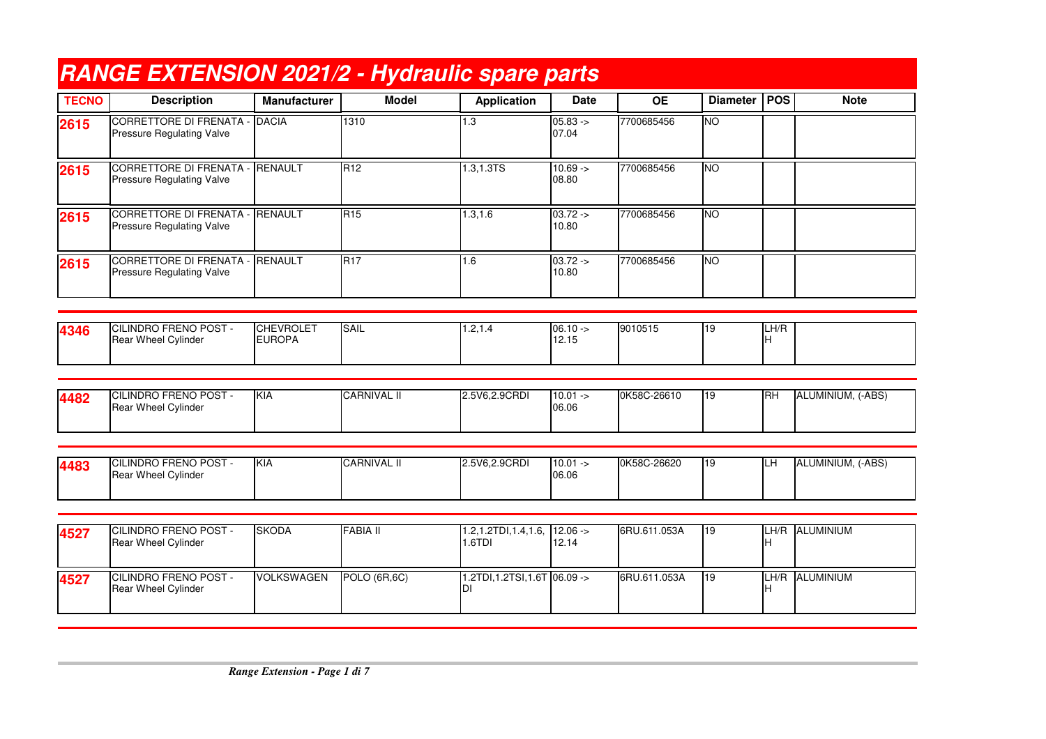# RANGE EXTENSION 2021/2 - Hydraulic spare parts

| TECNO | Description | Manufacturer | Model | Application | Date | OE | Diameter | POS | Note |
|---|---|---|---|---|---|---|---|---|---|
| **2615** | CORRETTORE DI FRENATA - Pressure Regulating Valve | DACIA | 1310 | 1.3 | 05.83 -> 07.04 | 7700685456 | NO | | |
| **2615** | CORRETTORE DI FRENATA - Pressure Regulating Valve | RENAULT | R12 | 1.3,1.3TS | 10.69 -> 08.80 | 7700685456 | NO | | |
| **2615** | CORRETTORE DI FRENATA - Pressure Regulating Valve | RENAULT | R15 | 1.3,1.6 | 03.72 -> 10.80 | 7700685456 | NO | | |
| **2615** | CORRETTORE DI FRENATA - Pressure Regulating Valve | RENAULT | R17 | 1.6 | 03.72 -> 10.80 | 7700685456 | NO | | |
| **4346** | CILINDRO FRENO POST - Rear Wheel Cylinder | CHEVROLET EUROPA | SAIL | 1.2,1.4 | 06.10 -> 12.15 | 9010515 | 19 | LH/RH | |
| **4482** | CILINDRO FRENO POST - Rear Wheel Cylinder | KIA | CARNIVAL II | 2.5V6,2.9CRDI | 10.01 -> 06.06 | 0K58C-26610 | 19 | RH | ALUMINIUM, (-ABS) |
| **4483** | CILINDRO FRENO POST - Rear Wheel Cylinder | KIA | CARNIVAL II | 2.5V6,2.9CRDI | 10.01 -> 06.06 | 0K58C-26620 | 19 | LH | ALUMINIUM, (-ABS) |
| **4527** | CILINDRO FRENO POST - Rear Wheel Cylinder | SKODA | FABIA II | 1.2,1.2TDI,1.4,1.6,1.6TDI | 12.06 -> 12.14 | 6RU.611.053A | 19 | LH/RH | ALUMINIUM |
| **4527** | CILINDRO FRENO POST - Rear Wheel Cylinder | VOLKSWAGEN | POLO (6R,6C) | 1.2TDI,1.2TSI,1.6TDI | 06.09 -> | 6RU.611.053A | 19 | LH/RH | ALUMINIUM |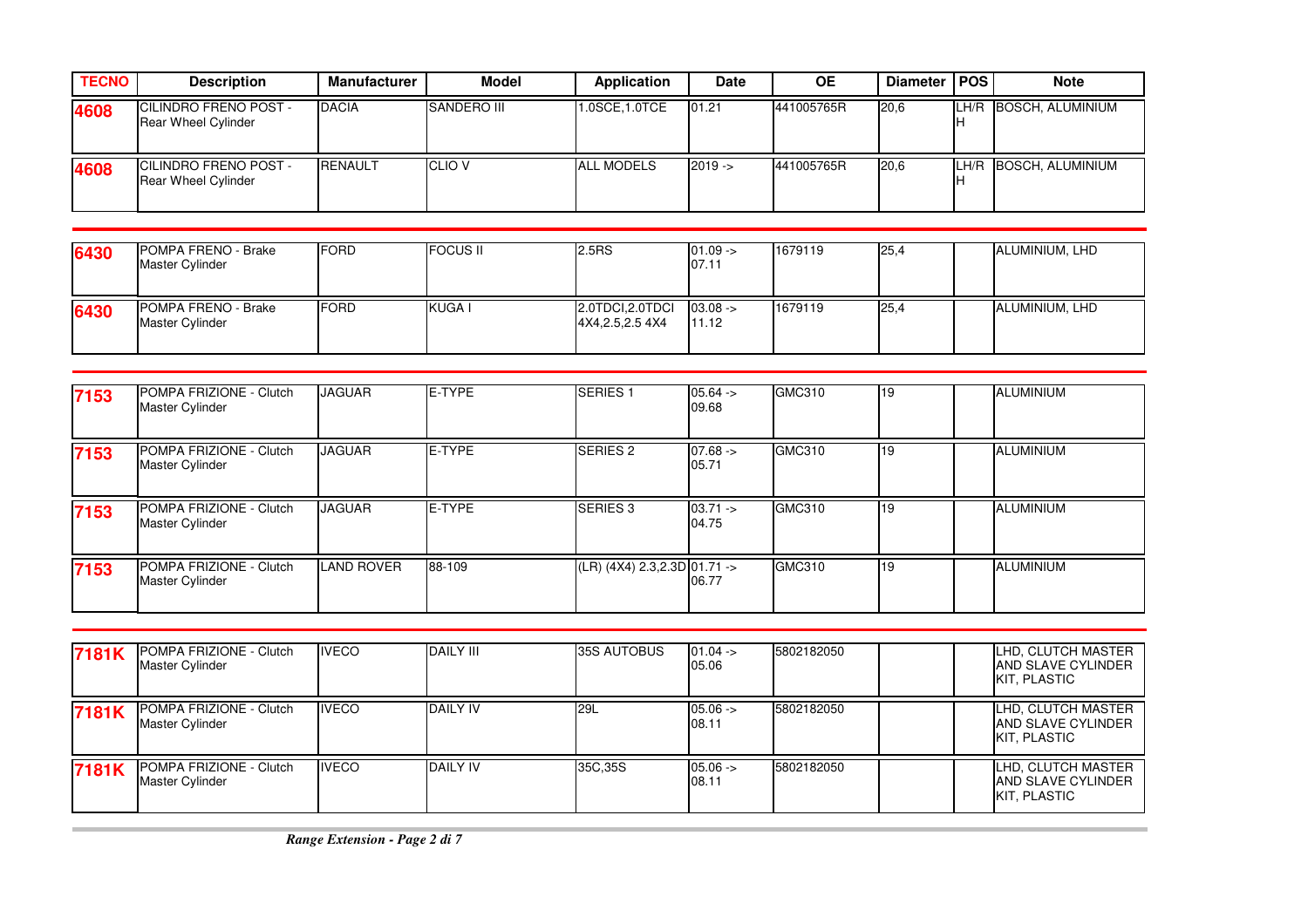| TECNO | Description | Manufacturer | Model | Application | Date | OE | Diameter | POS | Note |
|---|---|---|---|---|---|---|---|---|---|
| **4608** | CILINDRO FRENO POST - Rear Wheel Cylinder | DACIA | SANDERO III | 1.0SCE,1.0TCE | 01.21 | 441005765R | 20,6 | LH/RH | BOSCH, ALUMINIUM |
| **4608** | CILINDRO FRENO POST - Rear Wheel Cylinder | RENAULT | CLIO V | ALL MODELS | 2019 -> | 441005765R | 20,6 | LH/RH | BOSCH, ALUMINIUM |
| **6430** | POMPA FRENO - Brake Master Cylinder | FORD | FOCUS II | 2.5RS | 01.09 -> 07.11 | 1679119 | 25,4 | | ALUMINIUM, LHD |
| **6430** | POMPA FRENO - Brake Master Cylinder | FORD | KUGA I | 2.0TDCI,2.0TDCI 4X4,2.5,2.5 4X4 | 03.08 -> 11.12 | 1679119 | 25,4 | | ALUMINIUM, LHD |
| **7153** | POMPA FRIZIONE - Clutch Master Cylinder | JAGUAR | E-TYPE | SERIES 1 | 05.64 -> 09.68 | GMC310 | 19 | | ALUMINIUM |
| **7153** | POMPA FRIZIONE - Clutch Master Cylinder | JAGUAR | E-TYPE | SERIES 2 | 07.68 -> 05.71 | GMC310 | 19 | | ALUMINIUM |
| **7153** | POMPA FRIZIONE - Clutch Master Cylinder | JAGUAR | E-TYPE | SERIES 3 | 03.71 -> 04.75 | GMC310 | 19 | | ALUMINIUM |
| **7153** | POMPA FRIZIONE - Clutch Master Cylinder | LAND ROVER | 88-109 | (LR) (4X4) 2.3,2.3D | 01.71 -> 06.77 | GMC310 | 19 | | ALUMINIUM |
| **7181K** | POMPA FRIZIONE - Clutch Master Cylinder | IVECO | DAILY III | 35S AUTOBUS | 01.04 -> 05.06 | 5802182050 | | | LHD, CLUTCH MASTER AND SLAVE CYLINDER KIT, PLASTIC |
| **7181K** | POMPA FRIZIONE - Clutch Master Cylinder | IVECO | DAILY IV | 29L | 05.06 -> 08.11 | 5802182050 | | | LHD, CLUTCH MASTER AND SLAVE CYLINDER KIT, PLASTIC |
| **7181K** | POMPA FRIZIONE - Clutch Master Cylinder | IVECO | DAILY IV | 35C,35S | 05.06 -> 08.11 | 5802182050 | | | LHD, CLUTCH MASTER AND SLAVE CYLINDER KIT, PLASTIC |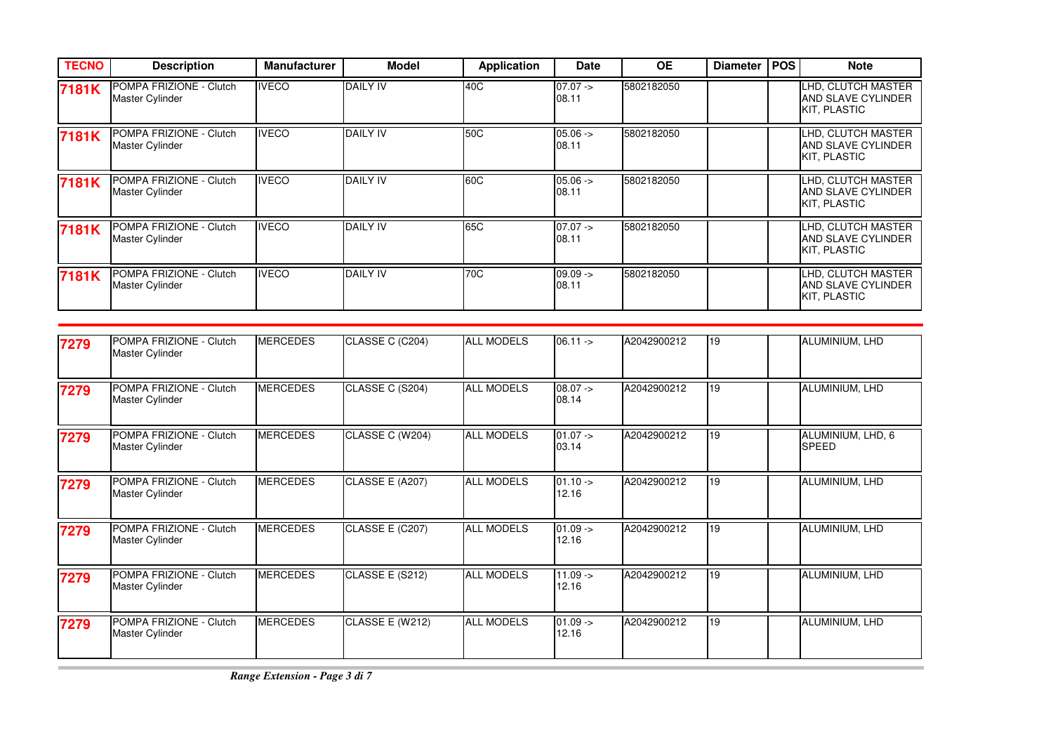| TECNO | Description | Manufacturer | Model | Application | Date | OE | Diameter | POS | Note |
|---|---|---|---|---|---|---|---|---|---|
| **7181K** | POMPA FRIZIONE - Clutch Master Cylinder | IVECO | DAILY IV | 40C | 07.07 -> 08.11 | 5802182050 | | | LHD, CLUTCH MASTER AND SLAVE CYLINDER KIT, PLASTIC |
| **7181K** | POMPA FRIZIONE - Clutch Master Cylinder | IVECO | DAILY IV | 50C | 05.06 -> 08.11 | 5802182050 | | | LHD, CLUTCH MASTER AND SLAVE CYLINDER KIT, PLASTIC |
| **7181K** | POMPA FRIZIONE - Clutch Master Cylinder | IVECO | DAILY IV | 60C | 05.06 -> 08.11 | 5802182050 | | | LHD, CLUTCH MASTER AND SLAVE CYLINDER KIT, PLASTIC |
| **7181K** | POMPA FRIZIONE - Clutch Master Cylinder | IVECO | DAILY IV | 65C | 07.07 -> 08.11 | 5802182050 | | | LHD, CLUTCH MASTER AND SLAVE CYLINDER KIT, PLASTIC |
| **7181K** | POMPA FRIZIONE - Clutch Master Cylinder | IVECO | DAILY IV | 70C | 09.09 -> 08.11 | 5802182050 | | | LHD, CLUTCH MASTER AND SLAVE CYLINDER KIT, PLASTIC |
| **7279** | POMPA FRIZIONE - Clutch Master Cylinder | MERCEDES | CLASSE C (C204) | ALL MODELS | 06.11 -> | A2042900212 | 19 | | ALUMINIUM, LHD |
| **7279** | POMPA FRIZIONE - Clutch Master Cylinder | MERCEDES | CLASSE C (S204) | ALL MODELS | 08.07 -> 08.14 | A2042900212 | 19 | | ALUMINIUM, LHD |
| **7279** | POMPA FRIZIONE - Clutch Master Cylinder | MERCEDES | CLASSE C (W204) | ALL MODELS | 01.07 -> 03.14 | A2042900212 | 19 | | ALUMINIUM, LHD, 6 SPEED |
| **7279** | POMPA FRIZIONE - Clutch Master Cylinder | MERCEDES | CLASSE E (A207) | ALL MODELS | 01.10 -> 12.16 | A2042900212 | 19 | | ALUMINIUM, LHD |
| **7279** | POMPA FRIZIONE - Clutch Master Cylinder | MERCEDES | CLASSE E (C207) | ALL MODELS | 01.09 -> 12.16 | A2042900212 | 19 | | ALUMINIUM, LHD |
| **7279** | POMPA FRIZIONE - Clutch Master Cylinder | MERCEDES | CLASSE E (S212) | ALL MODELS | 11.09 -> 12.16 | A2042900212 | 19 | | ALUMINIUM, LHD |
| **7279** | POMPA FRIZIONE - Clutch Master Cylinder | MERCEDES | CLASSE E (W212) | ALL MODELS | 01.09 -> 12.16 | A2042900212 | 19 | | ALUMINIUM, LHD |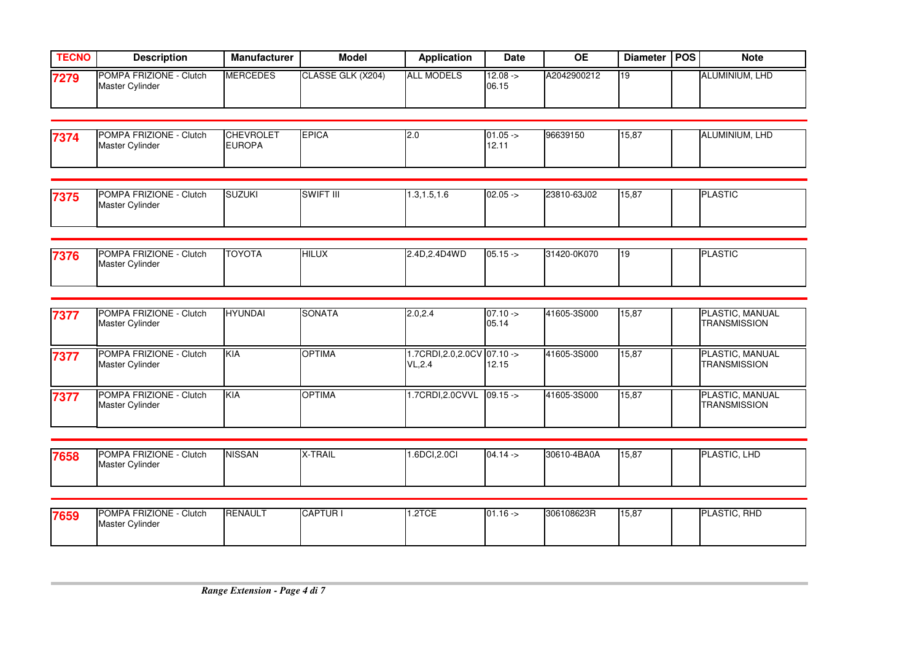| TECNO | Description | Manufacturer | Model | Application | Date | OE | Diameter | POS | Note |
|---|---|---|---|---|---|---|---|---|---|
| **7279** | POMPA FRIZIONE - Clutch Master Cylinder | MERCEDES | CLASSE GLK (X204) | ALL MODELS | 12.08 -> 06.15 | A2042900212 | 19 | | ALUMINIUM, LHD |
| **7374** | POMPA FRIZIONE - Clutch Master Cylinder | CHEVROLET EUROPA | EPICA | 2.0 | 01.05 -> 12.11 | 96639150 | 15,87 | | ALUMINIUM, LHD |
| **7375** | POMPA FRIZIONE - Clutch Master Cylinder | SUZUKI | SWIFT III | 1.3,1.5,1.6 | 02.05 -> | 23810-63J02 | 15,87 | | PLASTIC |
| **7376** | POMPA FRIZIONE - Clutch Master Cylinder | TOYOTA | HILUX | 2.4D,2.4D4WD | 05.15 -> | 31420-0K070 | 19 | | PLASTIC |
| **7377** | POMPA FRIZIONE - Clutch Master Cylinder | HYUNDAI | SONATA | 2.0,2.4 | 07.10 -> 05.14 | 41605-3S000 | 15,87 | | PLASTIC, MANUAL TRANSMISSION |
| **7377** | POMPA FRIZIONE - Clutch Master Cylinder | KIA | OPTIMA | 1.7CRDI,2.0,2.0CVVL,2.4 | 07.10 -> 12.15 | 41605-3S000 | 15,87 | | PLASTIC, MANUAL TRANSMISSION |
| **7377** | POMPA FRIZIONE - Clutch Master Cylinder | KIA | OPTIMA | 1.7CRDI,2.0CVVL | 09.15 -> | 41605-3S000 | 15,87 | | PLASTIC, MANUAL TRANSMISSION |
| **7658** | POMPA FRIZIONE - Clutch Master Cylinder | NISSAN | X-TRAIL | 1.6DCI,2.0CI | 04.14 -> | 30610-4BA0A | 15,87 | | PLASTIC, LHD |
| **7659** | POMPA FRIZIONE - Clutch Master Cylinder | RENAULT | CAPTUR I | 1.2TCE | 01.16 -> | 306108623R | 15,87 | | PLASTIC, RHD |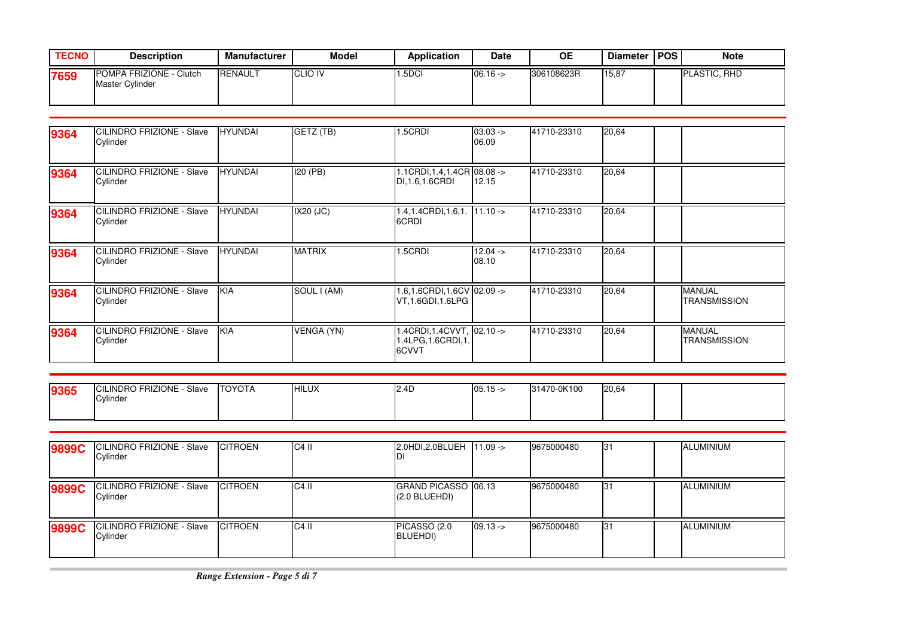| TECNO | Description | Manufacturer | Model | Application | Date | OE | Diameter | POS | Note |
|---|---|---|---|---|---|---|---|---|---|
| **7659** | POMPA FRIZIONE - Clutch Master Cylinder | RENAULT | CLIO IV | 1.5DCI | 06.16 -> | 306108623R | 15,87 | | PLASTIC, RHD |
| **9364** | CILINDRO FRIZIONE - Slave Cylinder | HYUNDAI | GETZ (TB) | 1.5CRDI | 03.03 -> 06.09 | 41710-23310 | 20,64 | | |
| **9364** | CILINDRO FRIZIONE - Slave Cylinder | HYUNDAI | I20 (PB) | 1.1CRDI,1.4,1.4CRDI,1.6,1.6CRDI | 08.08 -> 12.15 | 41710-23310 | 20,64 | | |
| **9364** | CILINDRO FRIZIONE - Slave Cylinder | HYUNDAI | IX20 (JC) | 1.4,1.4CRDI,1.6,1.6CRDI | 11.10 -> | 41710-23310 | 20,64 | | |
| **9364** | CILINDRO FRIZIONE - Slave Cylinder | HYUNDAI | MATRIX | 1.5CRDI | 12.04 -> 08.10 | 41710-23310 | 20,64 | | |
| **9364** | CILINDRO FRIZIONE - Slave Cylinder | KIA | SOUL I (AM) | 1.6,1.6CRDI,1.6CVVT,1.6GDI,1.6LPG | 02.09 -> | 41710-23310 | 20,64 | | MANUAL TRANSMISSION |
| **9364** | CILINDRO FRIZIONE - Slave Cylinder | KIA | VENGA (YN) | 1.4CRDI,1.4CVVT,1.4LPG,1.6CRDI,1.6CVVT | 02.10 -> | 41710-23310 | 20,64 | | MANUAL TRANSMISSION |
| **9365** | CILINDRO FRIZIONE - Slave Cylinder | TOYOTA | HILUX | 2.4D | 05.15 -> | 31470-0K100 | 20,64 | | |
| **9899C** | CILINDRO FRIZIONE - Slave Cylinder | CITROEN | C4 II | 2.0HDI,2.0BLUEHDI | 11.09 -> | 9675000480 | 31 | | ALUMINIUM |
| **9899C** | CILINDRO FRIZIONE - Slave Cylinder | CITROEN | C4 II | GRAND PICASSO (2.0 BLUEHDI) | 06.13 | 9675000480 | 31 | | ALUMINIUM |
| **9899C** | CILINDRO FRIZIONE - Slave Cylinder | CITROEN | C4 II | PICASSO (2.0 BLUEHDI) | 09.13 -> | 9675000480 | 31 | | ALUMINIUM |

*Range Extension - Page 5 di 7*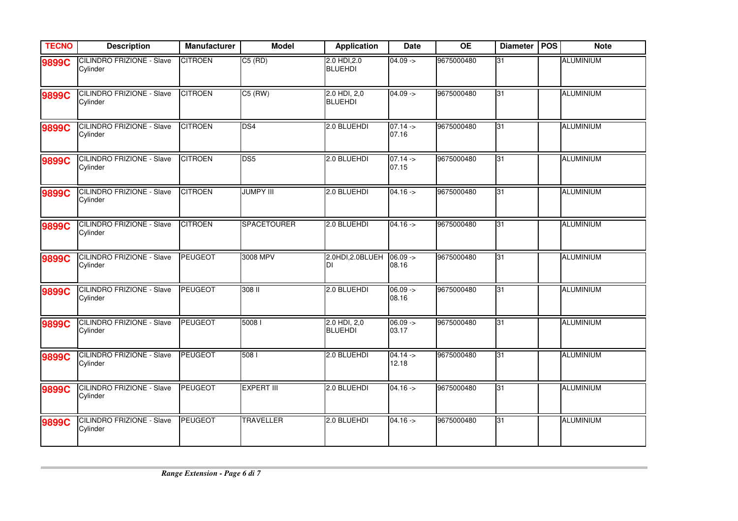| TECNO | Description | Manufacturer | Model | Application | Date | OE | Diameter | POS | Note |
|---|---|---|---|---|---|---|---|---|---|
| **9899C** | CILINDRO FRIZIONE - Slave Cylinder | CITROEN | C5 (RD) | 2.0 HDI,2.0 BLUEHDI | 04.09 -> | 9675000480 | 31 | | ALUMINIUM |
| **9899C** | CILINDRO FRIZIONE - Slave Cylinder | CITROEN | C5 (RW) | 2.0 HDI, 2,0 BLUEHDI | 04.09 -> | 9675000480 | 31 | | ALUMINIUM |
| **9899C** | CILINDRO FRIZIONE - Slave Cylinder | CITROEN | DS4 | 2.0 BLUEHDI | 07.14 -> 07.16 | 9675000480 | 31 | | ALUMINIUM |
| **9899C** | CILINDRO FRIZIONE - Slave Cylinder | CITROEN | DS5 | 2.0 BLUEHDI | 07.14 -> 07.15 | 9675000480 | 31 | | ALUMINIUM |
| **9899C** | CILINDRO FRIZIONE - Slave Cylinder | CITROEN | JUMPY III | 2.0 BLUEHDI | 04.16 -> | 9675000480 | 31 | | ALUMINIUM |
| **9899C** | CILINDRO FRIZIONE - Slave Cylinder | CITROEN | SPACETOURER | 2.0 BLUEHDI | 04.16 -> | 9675000480 | 31 | | ALUMINIUM |
| **9899C** | CILINDRO FRIZIONE - Slave Cylinder | PEUGEOT | 3008 MPV | 2.0HDI,2.0BLUEHDI | 06.09 -> 08.16 | 9675000480 | 31 | | ALUMINIUM |
| **9899C** | CILINDRO FRIZIONE - Slave Cylinder | PEUGEOT | 308 II | 2.0 BLUEHDI | 06.09 -> 08.16 | 9675000480 | 31 | | ALUMINIUM |
| **9899C** | CILINDRO FRIZIONE - Slave Cylinder | PEUGEOT | 5008 I | 2.0 HDI, 2,0 BLUEHDI | 06.09 -> 03.17 | 9675000480 | 31 | | ALUMINIUM |
| **9899C** | CILINDRO FRIZIONE - Slave Cylinder | PEUGEOT | 508 I | 2.0 BLUEHDI | 04.14 -> 12.18 | 9675000480 | 31 | | ALUMINIUM |
| **9899C** | CILINDRO FRIZIONE - Slave Cylinder | PEUGEOT | EXPERT III | 2.0 BLUEHDI | 04.16 -> | 9675000480 | 31 | | ALUMINIUM |
| **9899C** | CILINDRO FRIZIONE - Slave Cylinder | PEUGEOT | TRAVELLER | 2.0 BLUEHDI | 04.16 -> | 9675000480 | 31 | | ALUMINIUM |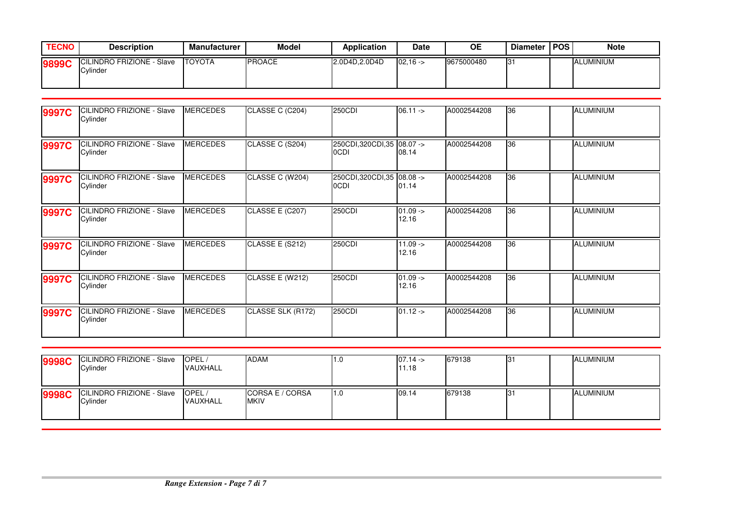| TECNO | Description | Manufacturer | Model | Application | Date | OE | Diameter | POS | Note |
|---|---|---|---|---|---|---|---|---|---|
| **9899C** | CILINDRO FRIZIONE - Slave Cylinder | TOYOTA | PROACE | 2.0D4D,2.0D4D | 02,16 -> | 9675000480 | 31 | | ALUMINIUM |
| **9997C** | CILINDRO FRIZIONE - Slave Cylinder | MERCEDES | CLASSE C (C204) | 250CDI | 06.11 -> | A0002544208 | 36 | | ALUMINIUM |
| **9997C** | CILINDRO FRIZIONE - Slave Cylinder | MERCEDES | CLASSE C (S204) | 250CDI,320CDI,350CDI | 08.07 -> 08.14 | A0002544208 | 36 | | ALUMINIUM |
| **9997C** | CILINDRO FRIZIONE - Slave Cylinder | MERCEDES | CLASSE C (W204) | 250CDI,320CDI,350CDI | 08.08 -> 01.14 | A0002544208 | 36 | | ALUMINIUM |
| **9997C** | CILINDRO FRIZIONE - Slave Cylinder | MERCEDES | CLASSE E (C207) | 250CDI | 01.09 -> 12.16 | A0002544208 | 36 | | ALUMINIUM |
| **9997C** | CILINDRO FRIZIONE - Slave Cylinder | MERCEDES | CLASSE E (S212) | 250CDI | 11.09 -> 12.16 | A0002544208 | 36 | | ALUMINIUM |
| **9997C** | CILINDRO FRIZIONE - Slave Cylinder | MERCEDES | CLASSE E (W212) | 250CDI | 01.09 -> 12.16 | A0002544208 | 36 | | ALUMINIUM |
| **9997C** | CILINDRO FRIZIONE - Slave Cylinder | MERCEDES | CLASSE SLK (R172) | 250CDI | 01.12 -> | A0002544208 | 36 | | ALUMINIUM |
| **9998C** | CILINDRO FRIZIONE - Slave Cylinder | OPEL / VAUXHALL | ADAM | 1.0 | 07.14 -> 11.18 | 679138 | 31 | | ALUMINIUM |
| **9998C** | CILINDRO FRIZIONE - Slave Cylinder | OPEL / VAUXHALL | CORSA E / CORSA MKIV | 1.0 | 09.14 | 679138 | 31 | | ALUMINIUM |